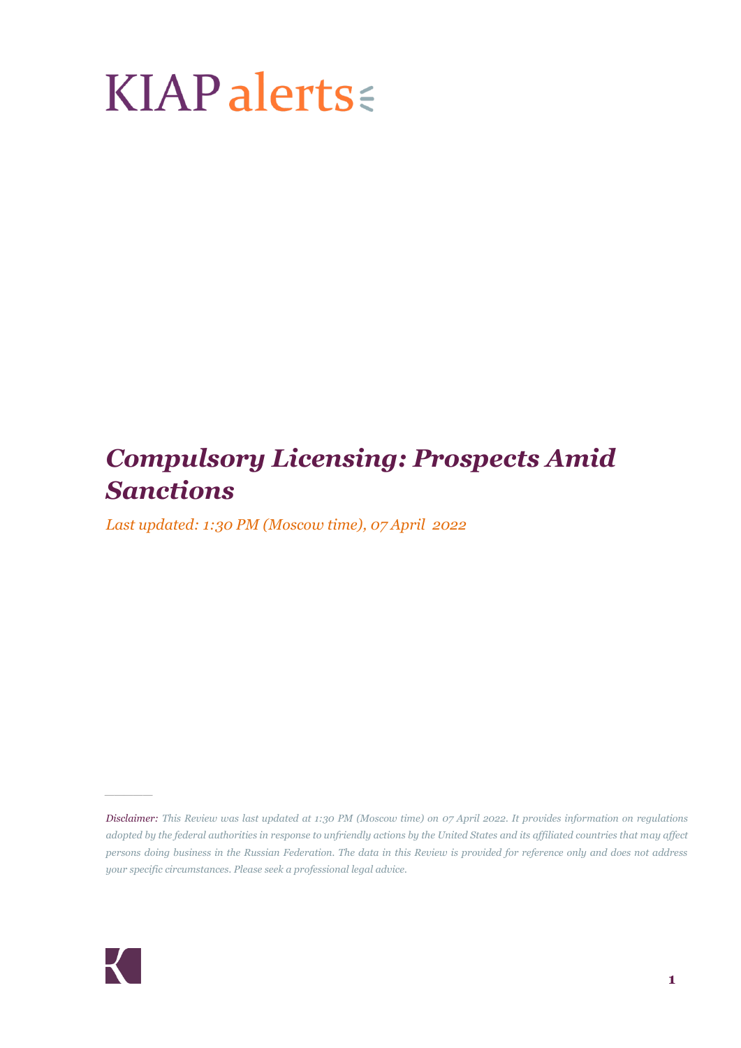KIAP alerts

# *Compulsory Licensing: Prospects Amid Sanctions*

*Last updated: 1:30 PM (Moscow time), 07 April 2022*

---

*Disclaimer: This Review was last updated at 1:30 PM (Moscow time) on 07 April 2022. It provides information on regulations adopted by the federal authorities in response to unfriendly actions by the United States and its affiliated countries that may affect persons doing business in the Russian Federation. The data in this Review is provided for reference only and does not address your specific circumstances. Please seek a professional legal advice.*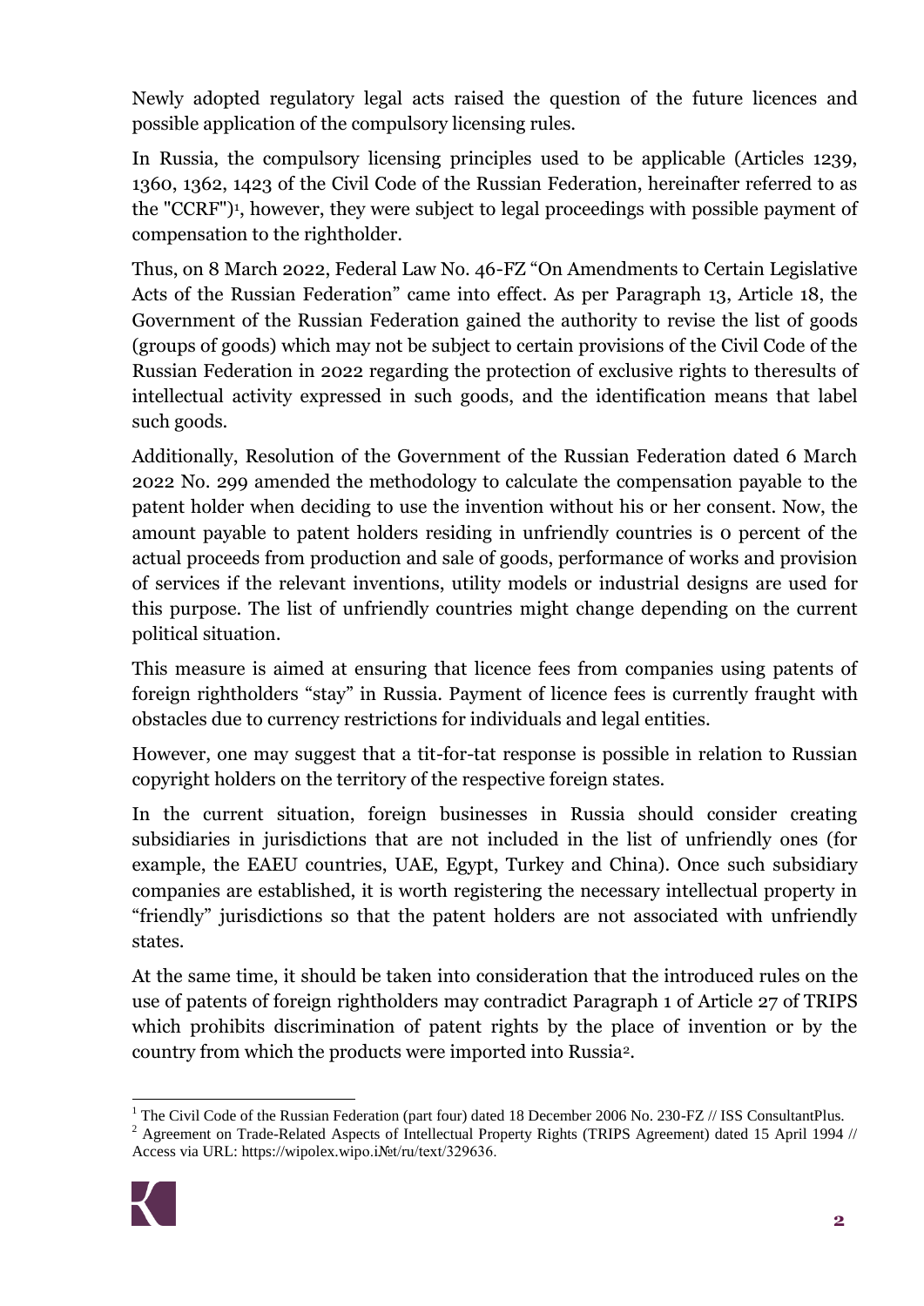Newly adopted regulatory legal acts raised the question of the future licences and possible application of the compulsory licensing rules.

In Russia, the compulsory licensing principles used to be applicable (Articles 1239, 1360, 1362, 1423 of the Civil Code of the Russian Federation, hereinafter referred to as the "CCRF")[1], however, they were subject to legal proceedings with possible payment of compensation to the rightholder.

Thus, on 8 March 2022, Federal Law No. 46-FZ "On Amendments to Certain Legislative Acts of the Russian Federation" came into effect. As per Paragraph 13, Article 18, the Government of the Russian Federation gained the authority to revise the list of goods (groups of goods) which may not be subject to certain provisions of the Civil Code of the Russian Federation in 2022 regarding the protection of exclusive rights to theresults of intellectual activity expressed in such goods, and the identification means that label such goods.

Additionally, Resolution of the Government of the Russian Federation dated 6 March 2022 No. 299 amended the methodology to calculate the compensation payable to the patent holder when deciding to use the invention without his or her consent. Now, the amount payable to patent holders residing in unfriendly countries is 0 percent of the actual proceeds from production and sale of goods, performance of works and provision of services if the relevant inventions, utility models or industrial designs are used for this purpose. The list of unfriendly countries might change depending on the current political situation.

This measure is aimed at ensuring that licence fees from companies using patents of foreign rightholders "stay" in Russia. Payment of licence fees is currently fraught with obstacles due to currency restrictions for individuals and legal entities.

However, one may suggest that a tit-for-tat response is possible in relation to Russian copyright holders on the territory of the respective foreign states.

In the current situation, foreign businesses in Russia should consider creating subsidiaries in jurisdictions that are not included in the list of unfriendly ones (for example, the EAEU countries, UAE, Egypt, Turkey and China). Once such subsidiary companies are established, it is worth registering the necessary intellectual property in "friendly" jurisdictions so that the patent holders are not associated with unfriendly states.

At the same time, it should be taken into consideration that the introduced rules on the use of patents of foreign rightholders may contradict Paragraph 1 of Article 27 of TRIPS which prohibits discrimination of patent rights by the place of invention or by the country from which the products were imported into Russia[2].

---

[1] The Civil Code of the Russian Federation (part four) dated 18 December 2006 No. 230-FZ // ISS ConsultantPlus.

[2] Agreement on Trade-Related Aspects of Intellectual Property Rights (TRIPS Agreement) dated 15 April 1994 // Access via URL: https://wipolex.wipo.i№t/ru/text/329636.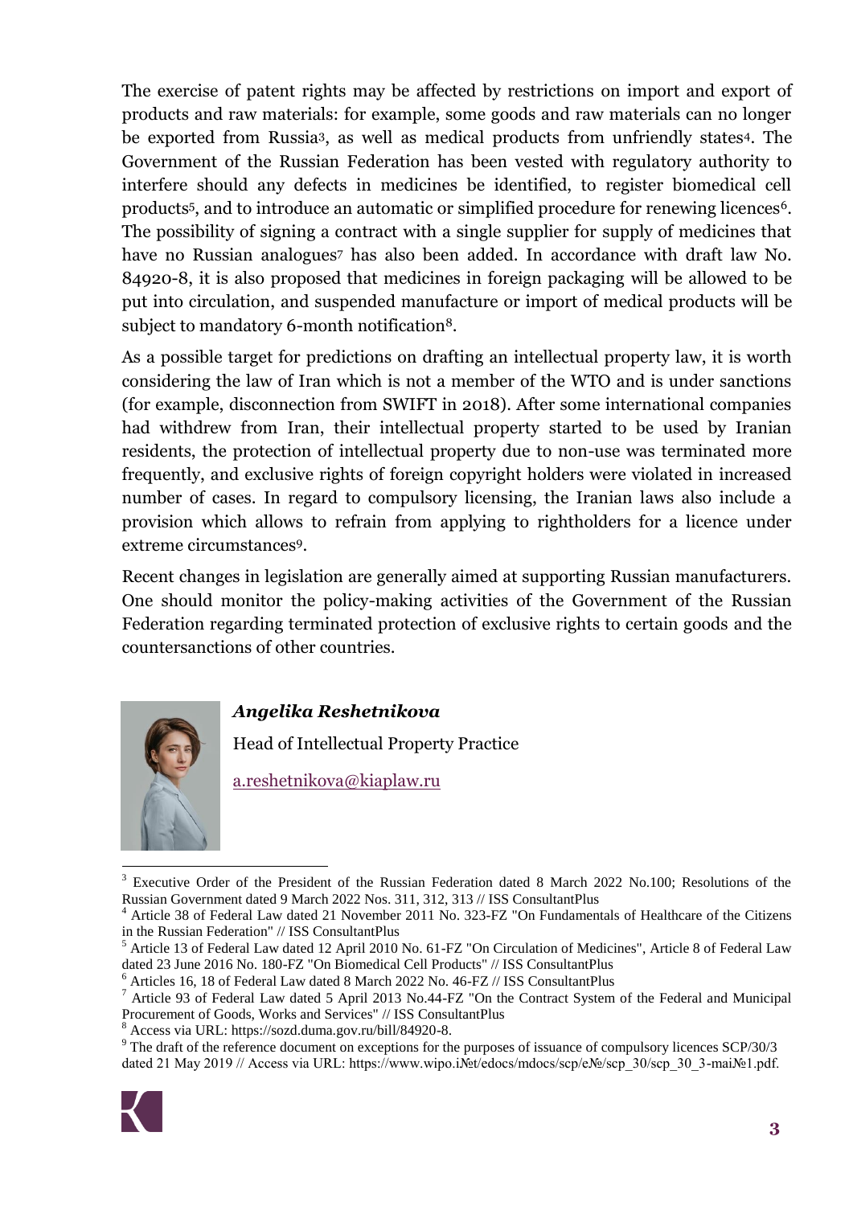The exercise of patent rights may be affected by restrictions on import and export of products and raw materials: for example, some goods and raw materials can no longer be exported from Russia[3], as well as medical products from unfriendly states[4]. The Government of the Russian Federation has been vested with regulatory authority to interfere should any defects in medicines be identified, to register biomedical cell products[5], and to introduce an automatic or simplified procedure for renewing licences[6]. The possibility of signing a contract with a single supplier for supply of medicines that have no Russian analogues[7] has also been added. In accordance with draft law No. 84920-8, it is also proposed that medicines in foreign packaging will be allowed to be put into circulation, and suspended manufacture or import of medical products will be subject to mandatory 6-month notification[8].

As a possible target for predictions on drafting an intellectual property law, it is worth considering the law of Iran which is not a member of the WTO and is under sanctions (for example, disconnection from SWIFT in 2018). After some international companies had withdrew from Iran, their intellectual property started to be used by Iranian residents, the protection of intellectual property due to non-use was terminated more frequently, and exclusive rights of foreign copyright holders were violated in increased number of cases. In regard to compulsory licensing, the Iranian laws also include a provision which allows to refrain from applying to rightholders for a licence under extreme circumstances[9].

Recent changes in legislation are generally aimed at supporting Russian manufacturers. One should monitor the policy-making activities of the Government of the Russian Federation regarding terminated protection of exclusive rights to certain goods and the countersanctions of other countries.

***Angelika Reshetnikova***

Head of Intellectual Property Practice

a.reshetnikova@kiaplaw.ru

---

[3] Executive Order of the President of the Russian Federation dated 8 March 2022 No.100; Resolutions of the Russian Government dated 9 March 2022 Nos. 311, 312, 313 // ISS ConsultantPlus

[4] Article 38 of Federal Law dated 21 November 2011 No. 323-FZ "On Fundamentals of Healthcare of the Citizens in the Russian Federation" // ISS ConsultantPlus

[5] Article 13 of Federal Law dated 12 April 2010 No. 61-FZ "On Circulation of Medicines", Article 8 of Federal Law dated 23 June 2016 No. 180-FZ "On Biomedical Cell Products" // ISS ConsultantPlus

[6] Articles 16, 18 of Federal Law dated 8 March 2022 No. 46-FZ // ISS ConsultantPlus

[7] Article 93 of Federal Law dated 5 April 2013 No.44-FZ "On the Contract System of the Federal and Municipal Procurement of Goods, Works and Services" // ISS ConsultantPlus

[8] Access via URL: https://sozd.duma.gov.ru/bill/84920-8.

[9] The draft of the reference document on exceptions for the purposes of issuance of compulsory licences SCP/30/3 dated 21 May 2019 // Access via URL: https://www.wipo.i№t/edocs/mdocs/scp/e№/scp_30/scp_30_3-mai№1.pdf.